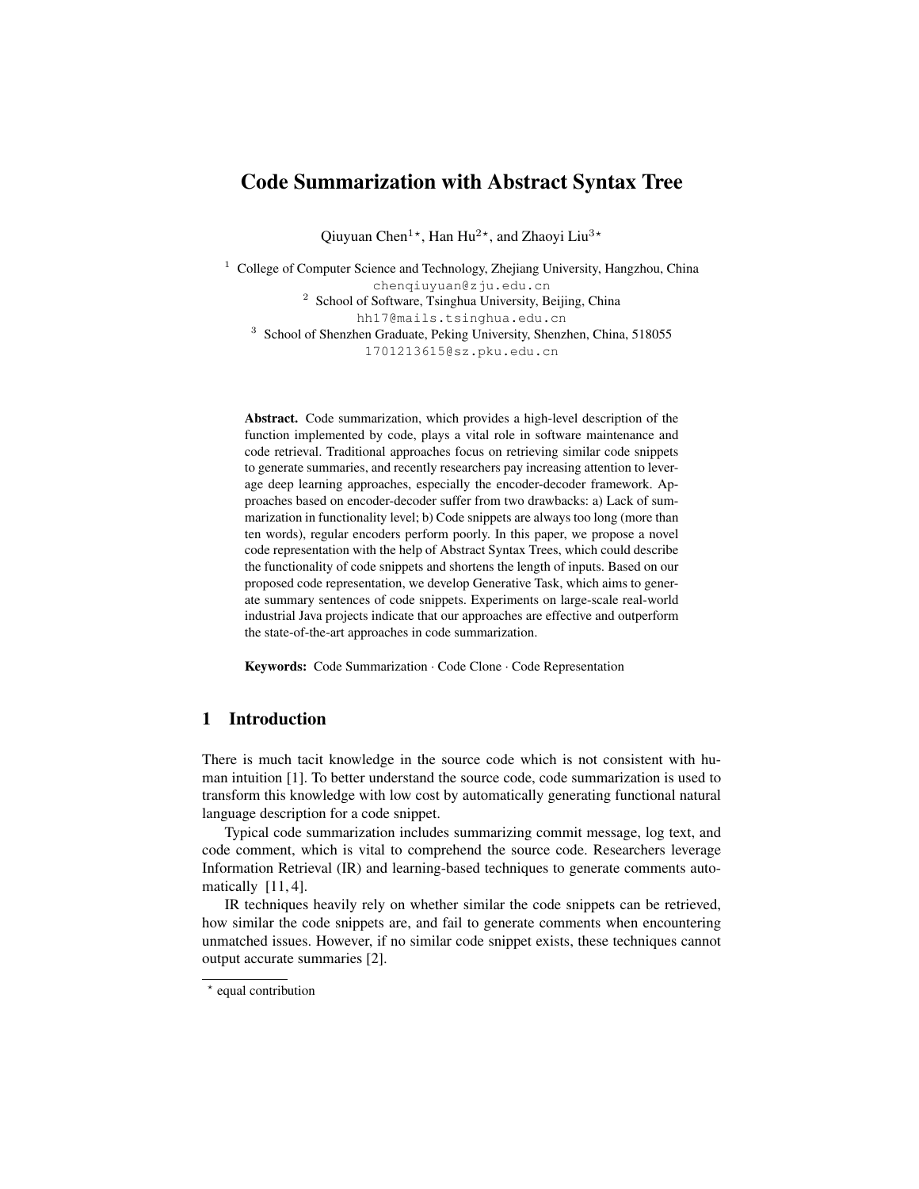# Code Summarization with Abstract Syntax Tree

Qiuyuan Chen[1⋆], Han Hu[2⋆], and Zhaoyi Liu[3⋆]

[1] College of Computer Science and Technology, Zhejiang University, Hangzhou, China
chenqiuyuan@zju.edu.cn

[2] School of Software, Tsinghua University, Beijing, China
hh17@mails.tsinghua.edu.cn

[3] School of Shenzhen Graduate, Peking University, Shenzhen, China, 518055
1701213615@sz.pku.edu.cn

**Abstract.** Code summarization, which provides a high-level description of the function implemented by code, plays a vital role in software maintenance and code retrieval. Traditional approaches focus on retrieving similar code snippets to generate summaries, and recently researchers pay increasing attention to leverage deep learning approaches, especially the encoder-decoder framework. Approaches based on encoder-decoder suffer from two drawbacks: a) Lack of summarization in functionality level; b) Code snippets are always too long (more than ten words), regular encoders perform poorly. In this paper, we propose a novel code representation with the help of Abstract Syntax Trees, which could describe the functionality of code snippets and shortens the length of inputs. Based on our proposed code representation, we develop Generative Task, which aims to generate summary sentences of code snippets. Experiments on large-scale real-world industrial Java projects indicate that our approaches are effective and outperform the state-of-the-art approaches in code summarization.

**Keywords:** Code Summarization · Code Clone · Code Representation

## 1 Introduction

There is much tacit knowledge in the source code which is not consistent with human intuition [1]. To better understand the source code, code summarization is used to transform this knowledge with low cost by automatically generating functional natural language description for a code snippet.

Typical code summarization includes summarizing commit message, log text, and code comment, which is vital to comprehend the source code. Researchers leverage Information Retrieval (IR) and learning-based techniques to generate comments automatically [11, 4].

IR techniques heavily rely on whether similar the code snippets can be retrieved, how similar the code snippets are, and fail to generate comments when encountering unmatched issues. However, if no similar code snippet exists, these techniques cannot output accurate summaries [2].

⋆ equal contribution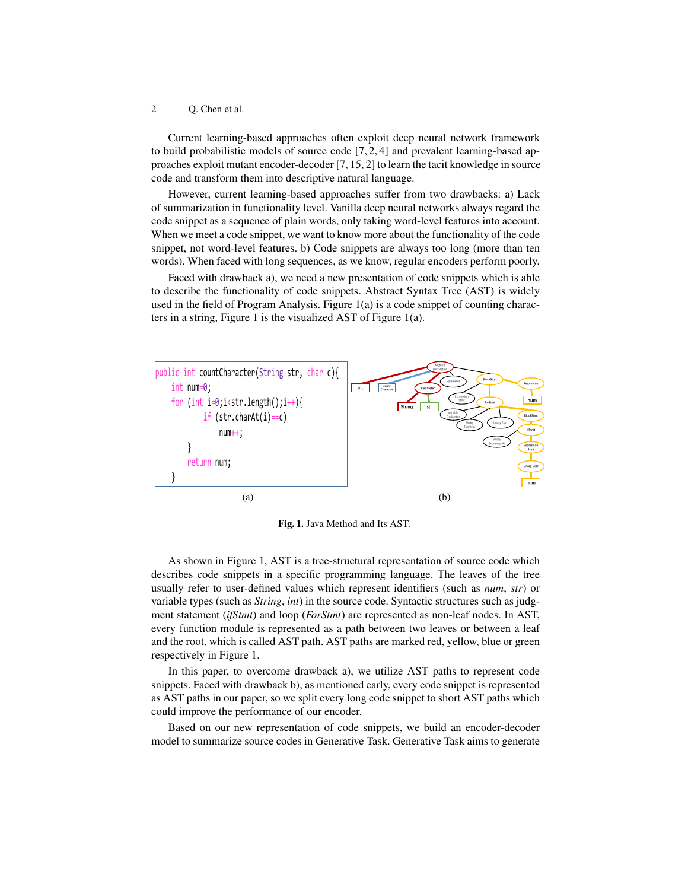Current learning-based approaches often exploit deep neural network framework to build probabilistic models of source code [7, 2, 4] and prevalent learning-based approaches exploit mutant encoder-decoder [7, 15, 2] to learn the tacit knowledge in source code and transform them into descriptive natural language.

However, current learning-based approaches suffer from two drawbacks: a) Lack of summarization in functionality level. Vanilla deep neural networks always regard the code snippet as a sequence of plain words, only taking word-level features into account. When we meet a code snippet, we want to know more about the functionality of the code snippet, not word-level features. b) Code snippets are always too long (more than ten words). When faced with long sequences, as we know, regular encoders perform poorly.

Faced with drawback a), we need a new presentation of code snippets which is able to describe the functionality of code snippets. Abstract Syntax Tree (AST) is widely used in the field of Program Analysis. Figure 1(a) is a code snippet of counting characters in a string, Figure 1 is the visualized AST of Figure 1(a).

```java
public int countCharacter(String str, char c){
    int num=0;
    for (int i=0;i<str.length();i++){
        if (str.charAt(i)==c)
            num++;
    }
    return num;
}
```

(a) (b)

**Fig. 1.** Java Method and Its AST.

As shown in Figure 1, AST is a tree-structural representation of source code which describes code snippets in a specific programming language. The leaves of the tree usually refer to user-defined values which represent identifiers (such as *num*, *str*) or variable types (such as *String*, *int*) in the source code. Syntactic structures such as judgment statement (*ifStmt*) and loop (*ForStmt*) are represented as non-leaf nodes. In AST, every function module is represented as a path between two leaves or between a leaf and the root, which is called AST path. AST paths are marked red, yellow, blue or green respectively in Figure 1.

In this paper, to overcome drawback a), we utilize AST paths to represent code snippets. Faced with drawback b), as mentioned early, every code snippet is represented as AST paths in our paper, so we split every long code snippet to short AST paths which could improve the performance of our encoder.

Based on our new representation of code snippets, we build an encoder-decoder model to summarize source codes in Generative Task. Generative Task aims to generate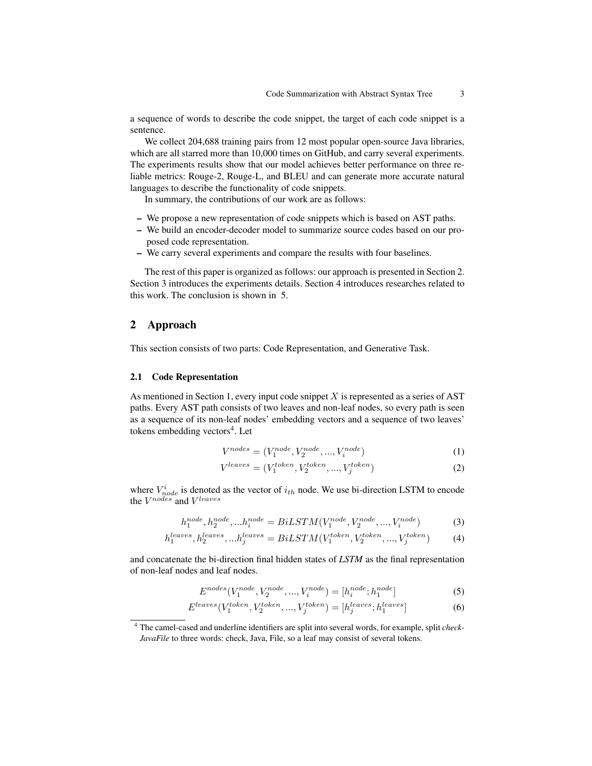a sequence of words to describe the code snippet, the target of each code snippet is a sentence.

We collect 204,688 training pairs from 12 most popular open-source Java libraries, which are all starred more than 10,000 times on GitHub, and carry several experiments. The experiments results show that our model achieves better performance on three reliable metrics: Rouge-2, Rouge-L, and BLEU and can generate more accurate natural languages to describe the functionality of code snippets.

In summary, the contributions of our work are as follows:

- We propose a new representation of code snippets which is based on AST paths.
- We build an encoder-decoder model to summarize source codes based on our proposed code representation.
- We carry several experiments and compare the results with four baselines.

The rest of this paper is organized as follows: our approach is presented in Section 2. Section 3 introduces the experiments details. Section 4 introduces researches related to this work. The conclusion is shown in 5.

## 2 Approach

This section consists of two parts: Code Representation, and Generative Task.

### 2.1 Code Representation

As mentioned in Section 1, every input code snippet $X$ is represented as a series of AST paths. Every AST path consists of two leaves and non-leaf nodes, so every path is seen as a sequence of its non-leaf nodes' embedding vectors and a sequence of two leaves' tokens embedding vectors[4]. Let

$$V^{nodes} = (V_1^{node}, V_2^{node}, ..., V_i^{node}) \tag{1}$$

$$V^{leaves} = (V_1^{token}, V_2^{token}, ..., V_j^{token}) \tag{2}$$

where $V_{node}^{i}$ is denoted as the vector of $i_{th}$ node. We use bi-direction LSTM to encode the $V^{nodes}$ and $V^{leaves}$

$$h_1^{node}, h_2^{node}, ...h_i^{node} = BiLSTM(V_1^{node}, V_2^{node}, ..., V_i^{node}) \tag{3}$$

$$h_1^{leaves}, h_2^{leaves}, ...h_j^{leaves} = BiLSTM(V_1^{token}, V_2^{token}, ..., V_j^{token}) \tag{4}$$

and concatenate the bi-direction final hidden states of *LSTM* as the final representation of non-leaf nodes and leaf nodes.

$$E^{nodes}(V_1^{node}, V_2^{node}, ..., V_i^{node}) = [h_i^{node}; h_1^{node}] \tag{5}$$

$$E^{leaves}(V_1^{token}, V_2^{token}, ..., V_j^{token}) = [h_j^{leaves}; h_1^{leaves}] \tag{6}$$

[4] The camel-cased and underline identifiers are split into several words, for example, split *checkJavaFile* to three words: check, Java, File, so a leaf may consist of several tokens.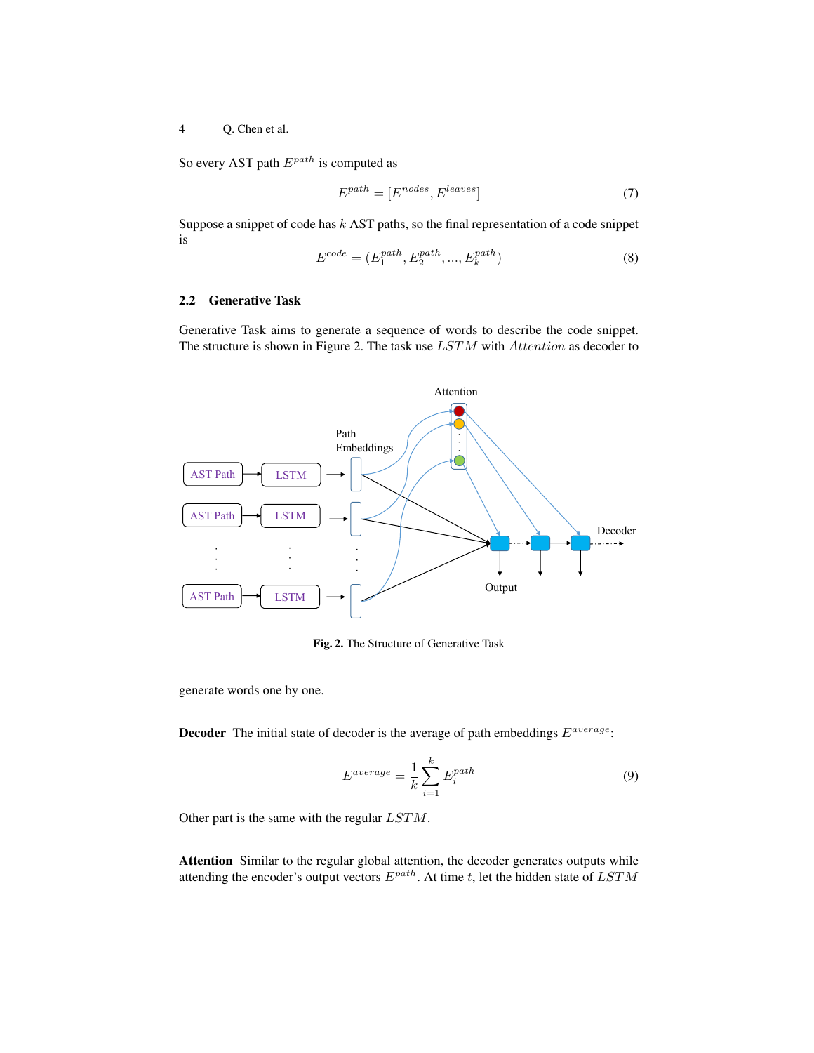So every AST path $E^{path}$ is computed as

$$E^{path} = [E^{nodes}, E^{leaves}] \tag{7}$$

Suppose a snippet of code has $k$ AST paths, so the final representation of a code snippet is

$$E^{code} = (E_1^{path}, E_2^{path}, ..., E_k^{path}) \tag{8}$$

### 2.2 Generative Task

Generative Task aims to generate a sequence of words to describe the code snippet. The structure is shown in Figure 2. The task use $LSTM$ with $Attention$ as decoder to generate words one by one.

**Fig. 2.** The Structure of Generative Task

**Decoder** The initial state of decoder is the average of path embeddings $E^{average}$:

$$E^{average} = \frac{1}{k} \sum_{i=1}^{k} E_i^{path} \tag{9}$$

Other part is the same with the regular $LSTM$.

**Attention** Similar to the regular global attention, the decoder generates outputs while attending the encoder's output vectors $E^{path}$. At time $t$, let the hidden state of $LSTM$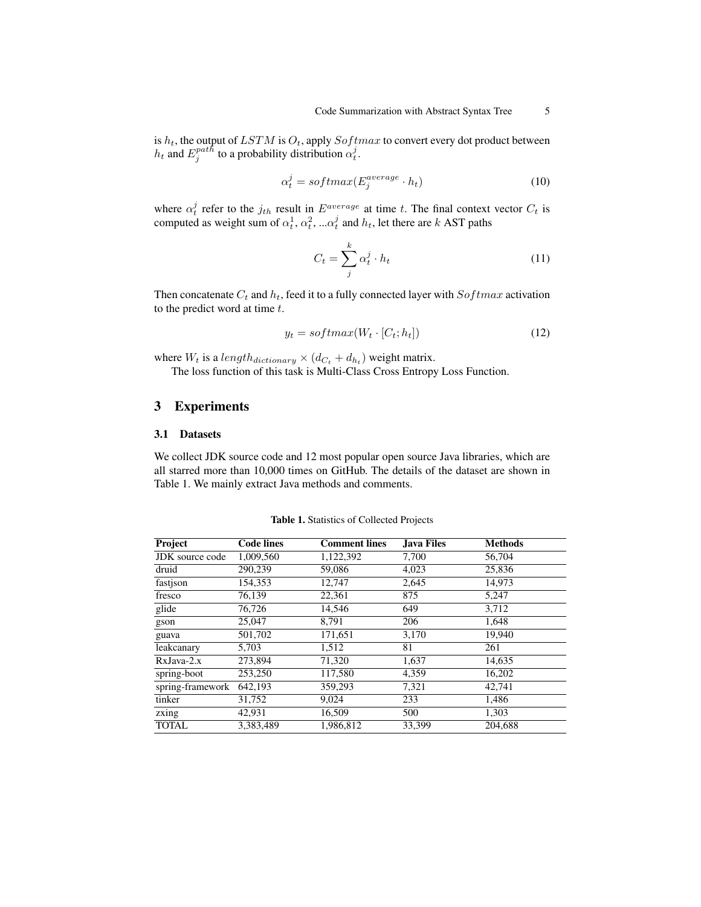is $h_t$, the output of $LSTM$ is $O_t$, apply $Softmax$ to convert every dot product between $h_t$ and $E_j^{path}$ to a probability distribution $\alpha_t^j$.

$$\alpha_t^j = softmax(E_j^{average} \cdot h_t) \tag{10}$$

where $\alpha_t^j$ refer to the $j_{th}$ result in $E^{average}$ at time $t$. The final context vector $C_t$ is computed as weight sum of $\alpha_t^1$, $\alpha_t^2$, ...$\alpha_t^j$ and $h_t$, let there are $k$ AST paths

$$C_t = \sum_{j}^{k} \alpha_t^j \cdot h_t \tag{11}$$

Then concatenate $C_t$ and $h_t$, feed it to a fully connected layer with $Softmax$ activation to the predict word at time $t$.

$$y_t = softmax(W_t \cdot [C_t; h_t]) \tag{12}$$

where $W_t$ is a $length_{dictionary} \times (d_{C_t} + d_{h_t})$ weight matrix.

The loss function of this task is Multi-Class Cross Entropy Loss Function.

## 3 Experiments

### 3.1 Datasets

We collect JDK source code and 12 most popular open source Java libraries, which are all starred more than 10,000 times on GitHub. The details of the dataset are shown in Table 1. We mainly extract Java methods and comments.

**Table 1.** Statistics of Collected Projects

| Project | Code lines | Comment lines | Java Files | Methods |
|---|---|---|---|---|
| JDK source code | 1,009,560 | 1,122,392 | 7,700 | 56,704 |
| druid | 290,239 | 59,086 | 4,023 | 25,836 |
| fastjson | 154,353 | 12,747 | 2,645 | 14,973 |
| fresco | 76,139 | 22,361 | 875 | 5,247 |
| glide | 76,726 | 14,546 | 649 | 3,712 |
| gson | 25,047 | 8,791 | 206 | 1,648 |
| guava | 501,702 | 171,651 | 3,170 | 19,940 |
| leakcanary | 5,703 | 1,512 | 81 | 261 |
| RxJava-2.x | 273,894 | 71,320 | 1,637 | 14,635 |
| spring-boot | 253,250 | 117,580 | 4,359 | 16,202 |
| spring-framework | 642,193 | 359,293 | 7,321 | 42,741 |
| tinker | 31,752 | 9,024 | 233 | 1,486 |
| zxing | 42,931 | 16,509 | 500 | 1,303 |
| TOTAL | 3,383,489 | 1,986,812 | 33,399 | 204,688 |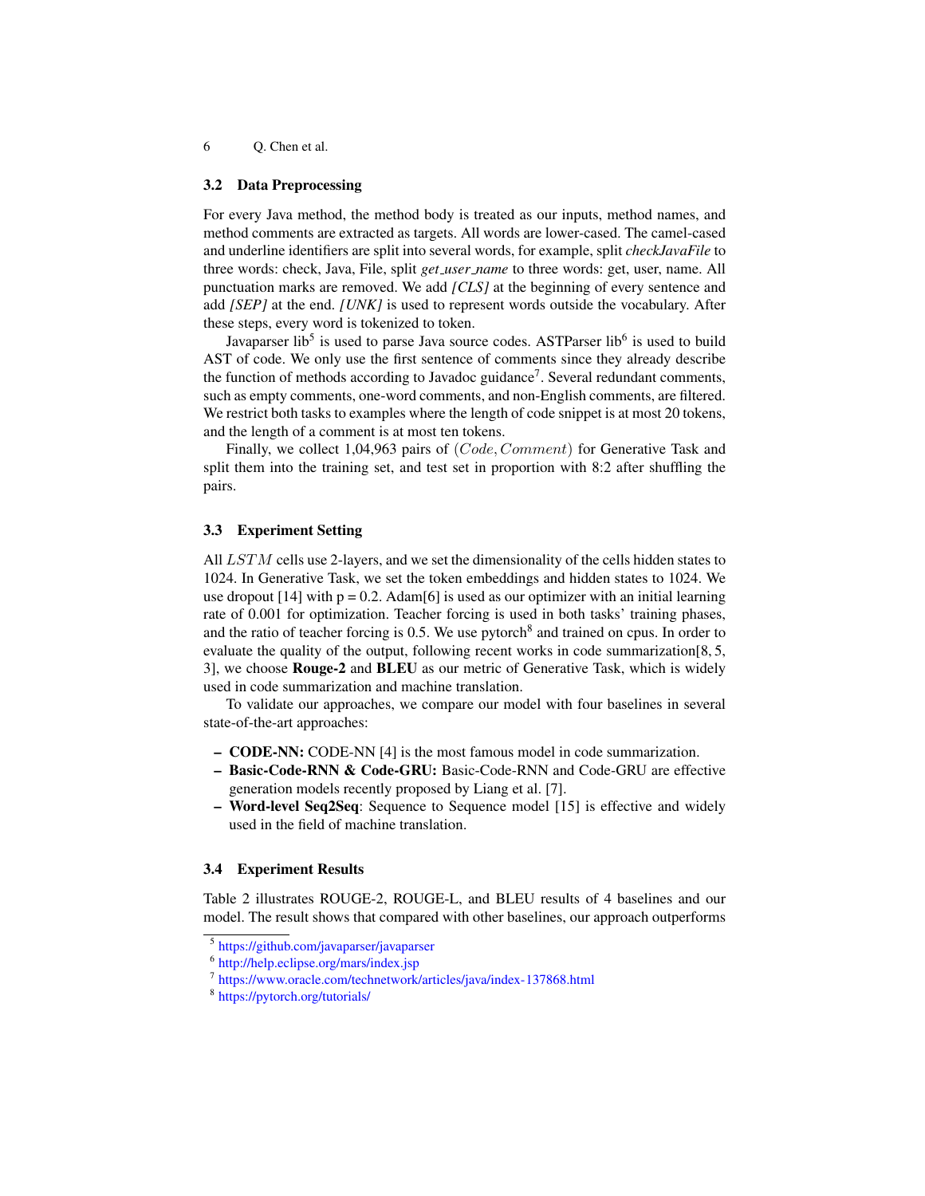### 3.2 Data Preprocessing

For every Java method, the method body is treated as our inputs, method names, and method comments are extracted as targets. All words are lower-cased. The camel-cased and underline identifiers are split into several words, for example, split *checkJavaFile* to three words: check, Java, File, split *get_user_name* to three words: get, user, name. All punctuation marks are removed. We add *[CLS]* at the beginning of every sentence and add *[SEP]* at the end. *[UNK]* is used to represent words outside the vocabulary. After these steps, every word is tokenized to token.

Javaparser lib[5] is used to parse Java source codes. ASTParser lib[6] is used to build AST of code. We only use the first sentence of comments since they already describe the function of methods according to Javadoc guidance[7]. Several redundant comments, such as empty comments, one-word comments, and non-English comments, are filtered. We restrict both tasks to examples where the length of code snippet is at most 20 tokens, and the length of a comment is at most ten tokens.

Finally, we collect 1,04,963 pairs of $(Code, Comment)$ for Generative Task and split them into the training set, and test set in proportion with 8:2 after shuffling the pairs.

### 3.3 Experiment Setting

All $LSTM$ cells use 2-layers, and we set the dimensionality of the cells hidden states to 1024. In Generative Task, we set the token embeddings and hidden states to 1024. We use dropout [14] with p = 0.2. Adam[6] is used as our optimizer with an initial learning rate of 0.001 for optimization. Teacher forcing is used in both tasks' training phases, and the ratio of teacher forcing is 0.5. We use pytorch[8] and trained on cpus. In order to evaluate the quality of the output, following recent works in code summarization[8, 5, 3], we choose **Rouge-2** and **BLEU** as our metric of Generative Task, which is widely used in code summarization and machine translation.

To validate our approaches, we compare our model with four baselines in several state-of-the-art approaches:

- **CODE-NN:** CODE-NN [4] is the most famous model in code summarization.
- **Basic-Code-RNN & Code-GRU:** Basic-Code-RNN and Code-GRU are effective generation models recently proposed by Liang et al. [7].
- **Word-level Seq2Seq**: Sequence to Sequence model [15] is effective and widely used in the field of machine translation.

### 3.4 Experiment Results

Table 2 illustrates ROUGE-2, ROUGE-L, and BLEU results of 4 baselines and our model. The result shows that compared with other baselines, our approach outperforms

[5] https://github.com/javaparser/javaparser

[6] http://help.eclipse.org/mars/index.jsp

[7] https://www.oracle.com/technetwork/articles/java/index-137868.html

[8] https://pytorch.org/tutorials/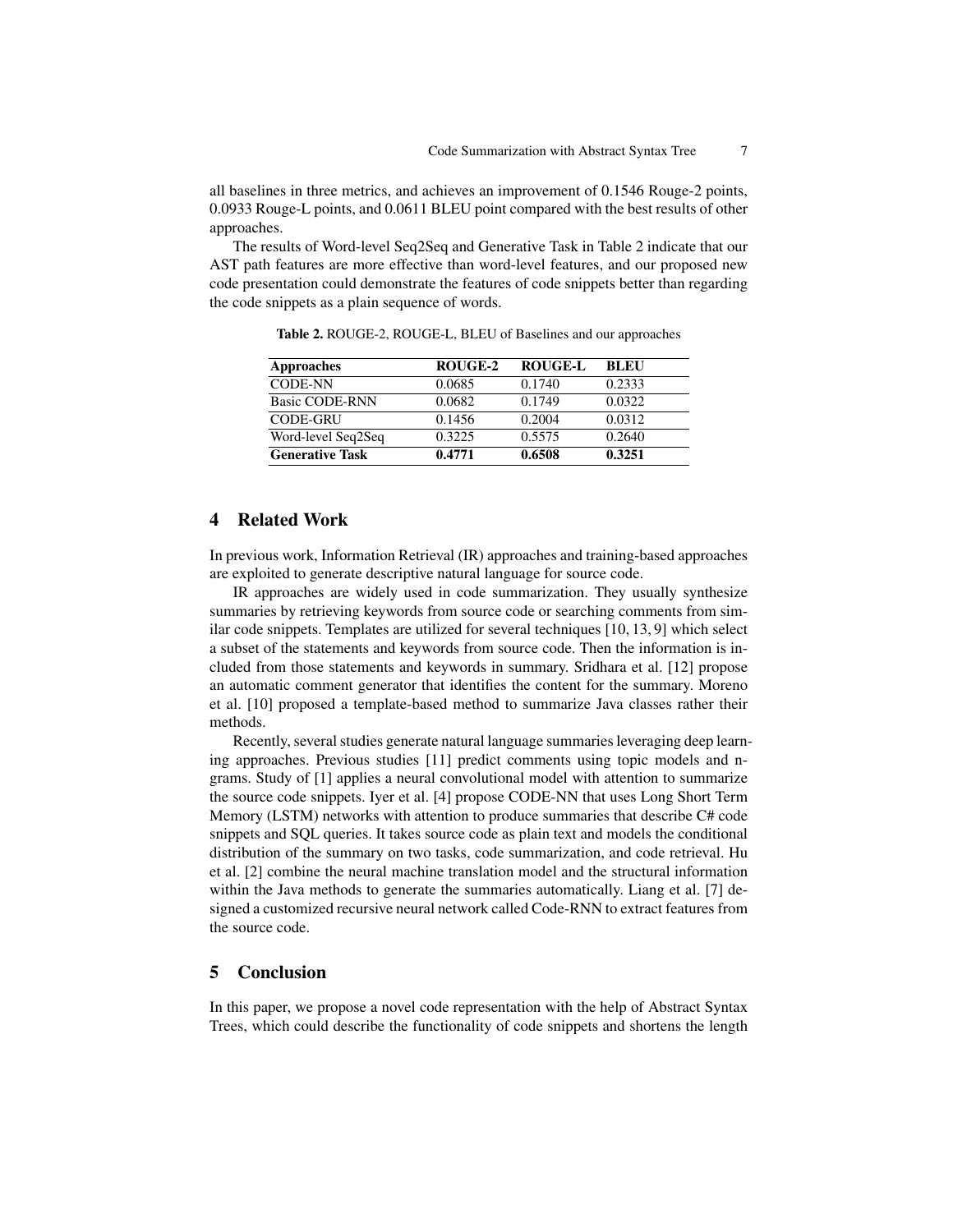all baselines in three metrics, and achieves an improvement of 0.1546 Rouge-2 points, 0.0933 Rouge-L points, and 0.0611 BLEU point compared with the best results of other approaches.

The results of Word-level Seq2Seq and Generative Task in Table 2 indicate that our AST path features are more effective than word-level features, and our proposed new code presentation could demonstrate the features of code snippets better than regarding the code snippets as a plain sequence of words.

**Table 2.** ROUGE-2, ROUGE-L, BLEU of Baselines and our approaches

| Approaches | ROUGE-2 | ROUGE-L | BLEU |
|---|---|---|---|
| CODE-NN | 0.0685 | 0.1740 | 0.2333 |
| Basic CODE-RNN | 0.0682 | 0.1749 | 0.0322 |
| CODE-GRU | 0.1456 | 0.2004 | 0.0312 |
| Word-level Seq2Seq | 0.3225 | 0.5575 | 0.2640 |
| **Generative Task** | **0.4771** | **0.6508** | **0.3251** |

## 4 Related Work

In previous work, Information Retrieval (IR) approaches and training-based approaches are exploited to generate descriptive natural language for source code.

IR approaches are widely used in code summarization. They usually synthesize summaries by retrieving keywords from source code or searching comments from similar code snippets. Templates are utilized for several techniques [10, 13, 9] which select a subset of the statements and keywords from source code. Then the information is included from those statements and keywords in summary. Sridhara et al. [12] propose an automatic comment generator that identifies the content for the summary. Moreno et al. [10] proposed a template-based method to summarize Java classes rather their methods.

Recently, several studies generate natural language summaries leveraging deep learning approaches. Previous studies [11] predict comments using topic models and n-grams. Study of [1] applies a neural convolutional model with attention to summarize the source code snippets. Iyer et al. [4] propose CODE-NN that uses Long Short Term Memory (LSTM) networks with attention to produce summaries that describe C# code snippets and SQL queries. It takes source code as plain text and models the conditional distribution of the summary on two tasks, code summarization, and code retrieval. Hu et al. [2] combine the neural machine translation model and the structural information within the Java methods to generate the summaries automatically. Liang et al. [7] designed a customized recursive neural network called Code-RNN to extract features from the source code.

## 5 Conclusion

In this paper, we propose a novel code representation with the help of Abstract Syntax Trees, which could describe the functionality of code snippets and shortens the length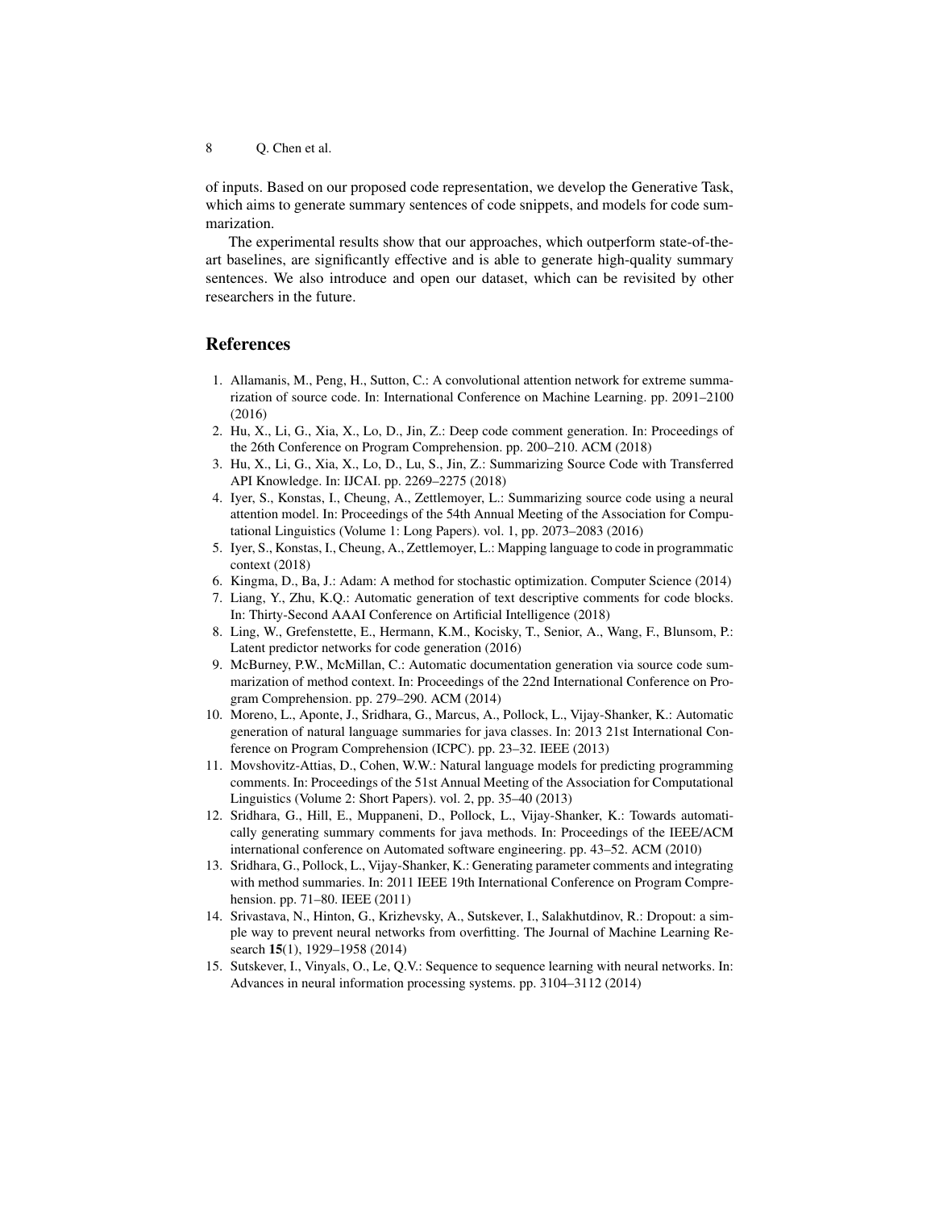of inputs. Based on our proposed code representation, we develop the Generative Task, which aims to generate summary sentences of code snippets, and models for code summarization.

The experimental results show that our approaches, which outperform state-of-the-art baselines, are significantly effective and is able to generate high-quality summary sentences. We also introduce and open our dataset, which can be revisited by other researchers in the future.

## References

1. Allamanis, M., Peng, H., Sutton, C.: A convolutional attention network for extreme summarization of source code. In: International Conference on Machine Learning. pp. 2091–2100 (2016)
2. Hu, X., Li, G., Xia, X., Lo, D., Jin, Z.: Deep code comment generation. In: Proceedings of the 26th Conference on Program Comprehension. pp. 200–210. ACM (2018)
3. Hu, X., Li, G., Xia, X., Lo, D., Lu, S., Jin, Z.: Summarizing Source Code with Transferred API Knowledge. In: IJCAI. pp. 2269–2275 (2018)
4. Iyer, S., Konstas, I., Cheung, A., Zettlemoyer, L.: Summarizing source code using a neural attention model. In: Proceedings of the 54th Annual Meeting of the Association for Computational Linguistics (Volume 1: Long Papers). vol. 1, pp. 2073–2083 (2016)
5. Iyer, S., Konstas, I., Cheung, A., Zettlemoyer, L.: Mapping language to code in programmatic context (2018)
6. Kingma, D., Ba, J.: Adam: A method for stochastic optimization. Computer Science (2014)
7. Liang, Y., Zhu, K.Q.: Automatic generation of text descriptive comments for code blocks. In: Thirty-Second AAAI Conference on Artificial Intelligence (2018)
8. Ling, W., Grefenstette, E., Hermann, K.M., Kocisky, T., Senior, A., Wang, F., Blunsom, P.: Latent predictor networks for code generation (2016)
9. McBurney, P.W., McMillan, C.: Automatic documentation generation via source code summarization of method context. In: Proceedings of the 22nd International Conference on Program Comprehension. pp. 279–290. ACM (2014)
10. Moreno, L., Aponte, J., Sridhara, G., Marcus, A., Pollock, L., Vijay-Shanker, K.: Automatic generation of natural language summaries for java classes. In: 2013 21st International Conference on Program Comprehension (ICPC). pp. 23–32. IEEE (2013)
11. Movshovitz-Attias, D., Cohen, W.W.: Natural language models for predicting programming comments. In: Proceedings of the 51st Annual Meeting of the Association for Computational Linguistics (Volume 2: Short Papers). vol. 2, pp. 35–40 (2013)
12. Sridhara, G., Hill, E., Muppaneni, D., Pollock, L., Vijay-Shanker, K.: Towards automatically generating summary comments for java methods. In: Proceedings of the IEEE/ACM international conference on Automated software engineering. pp. 43–52. ACM (2010)
13. Sridhara, G., Pollock, L., Vijay-Shanker, K.: Generating parameter comments and integrating with method summaries. In: 2011 IEEE 19th International Conference on Program Comprehension. pp. 71–80. IEEE (2011)
14. Srivastava, N., Hinton, G., Krizhevsky, A., Sutskever, I., Salakhutdinov, R.: Dropout: a simple way to prevent neural networks from overfitting. The Journal of Machine Learning Research **15**(1), 1929–1958 (2014)
15. Sutskever, I., Vinyals, O., Le, Q.V.: Sequence to sequence learning with neural networks. In: Advances in neural information processing systems. pp. 3104–3112 (2014)